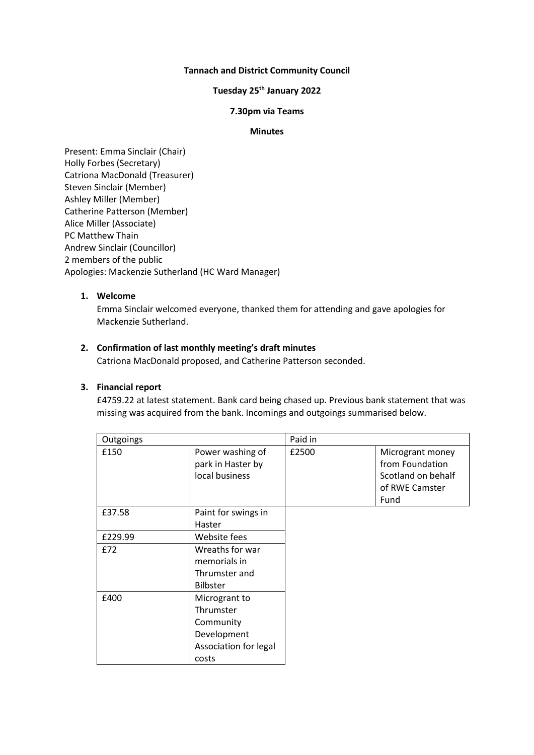**Tannach and District Community Council**

**Tuesday 25th January 2022**

**7.30pm via Teams**

**Minutes**

Present: Emma Sinclair (Chair)
Holly Forbes (Secretary)
Catriona MacDonald (Treasurer)
Steven Sinclair (Member)
Ashley Miller (Member)
Catherine Patterson (Member)
Alice Miller (Associate)
PC Matthew Thain
Andrew Sinclair (Councillor)
2 members of the public
Apologies: Mackenzie Sutherland (HC Ward Manager)

1. **Welcome**
   Emma Sinclair welcomed everyone, thanked them for attending and gave apologies for Mackenzie Sutherland.

2. **Confirmation of last monthly meeting's draft minutes**
   Catriona MacDonald proposed, and Catherine Patterson seconded.

3. **Financial report**
   £4759.22 at latest statement. Bank card being chased up. Previous bank statement that was missing was acquired from the bank. Incomings and outgoings summarised below.

| Outgoings | | Paid in | |
|---|---|---|---|
| £150 | Power washing of park in Haster by local business | £2500 | Microgrant money from Foundation Scotland on behalf of RWE Camster Fund |
| £37.58 | Paint for swings in Haster | | |
| £229.99 | Website fees | | |
| £72 | Wreaths for war memorials in Thrumster and Bilbster | | |
| £400 | Microgrant to Thrumster Community Development Association for legal costs | | |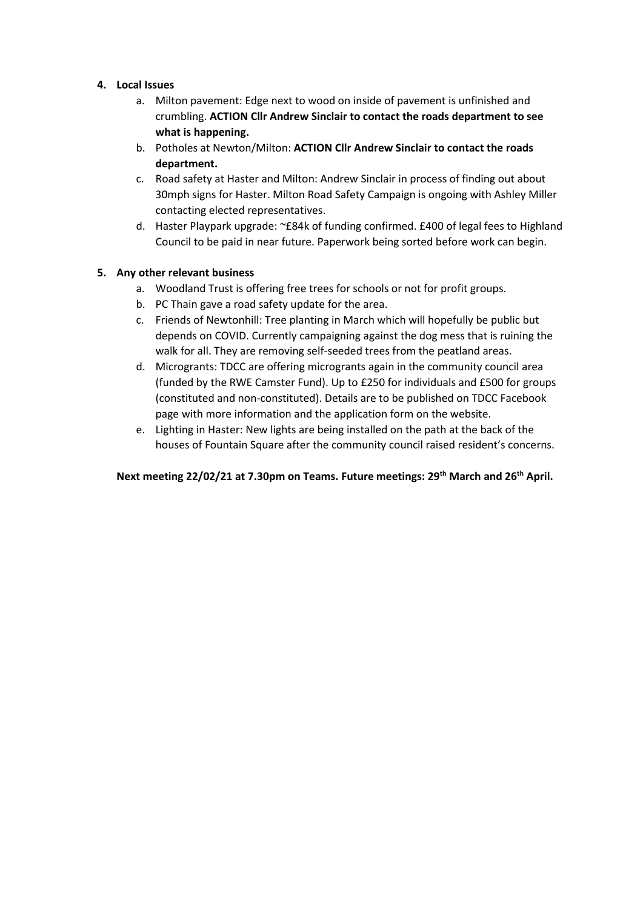4. **Local Issues**
    a. Milton pavement: Edge next to wood on inside of pavement is unfinished and crumbling. **ACTION Cllr Andrew Sinclair to contact the roads department to see what is happening.**
    b. Potholes at Newton/Milton: **ACTION Cllr Andrew Sinclair to contact the roads department.**
    c. Road safety at Haster and Milton: Andrew Sinclair in process of finding out about 30mph signs for Haster. Milton Road Safety Campaign is ongoing with Ashley Miller contacting elected representatives.
    d. Haster Playpark upgrade: ~£84k of funding confirmed. £400 of legal fees to Highland Council to be paid in near future. Paperwork being sorted before work can begin.

5. **Any other relevant business**
    a. Woodland Trust is offering free trees for schools or not for profit groups.
    b. PC Thain gave a road safety update for the area.
    c. Friends of Newtonhill: Tree planting in March which will hopefully be public but depends on COVID. Currently campaigning against the dog mess that is ruining the walk for all. They are removing self-seeded trees from the peatland areas.
    d. Microgrants: TDCC are offering micrograants again in the community council area (funded by the RWE Camster Fund). Up to £250 for individuals and £500 for groups (constituted and non-constituted). Details are to be published on TDCC Facebook page with more information and the application form on the website.
    e. Lighting in Haster: New lights are being installed on the path at the back of the houses of Fountain Square after the community council raised resident's concerns.

**Next meeting 22/02/21 at 7.30pm on Teams. Future meetings: 29th March and 26th April.**